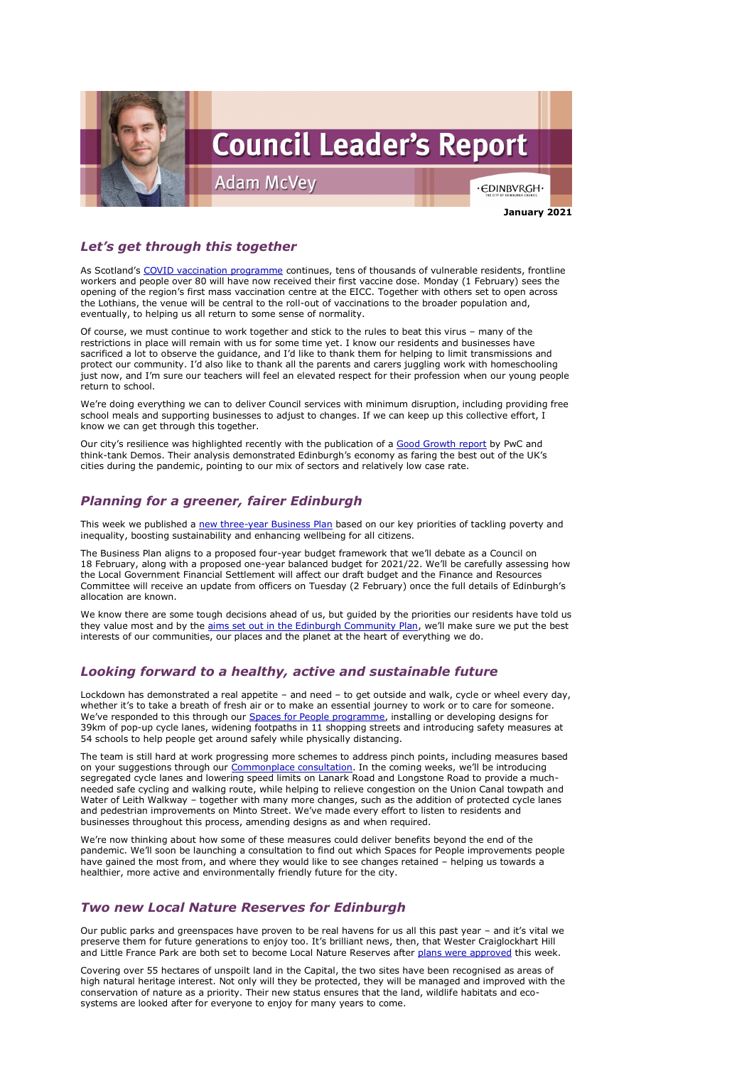# Council Leader's Report

## Adam McVey

**January 2021**

### *Let's get through this together*

As Scotland's COVID vaccination programme continues, tens of thousands of vulnerable residents, frontline workers and people over 80 will have now received their first vaccine dose. Monday (1 February) sees the opening of the region's first mass vaccination centre at the EICC. Together with others set to open across the Lothians, the venue will be central to the roll-out of vaccinations to the broader population and, eventually, to helping us all return to some sense of normality.

Of course, we must continue to work together and stick to the rules to beat this virus – many of the restrictions in place will remain with us for some time yet. I know our residents and businesses have sacrificed a lot to observe the guidance, and I'd like to thank them for helping to limit transmissions and protect our community. I'd also like to thank all the parents and carers juggling work with homeschooling just now, and I'm sure our teachers will feel an elevated respect for their profession when our young people return to school.

We're doing everything we can to deliver Council services with minimum disruption, including providing free school meals and supporting businesses to adjust to changes. If we can keep up this collective effort, I know we can get through this together.

Our city's resilience was highlighted recently with the publication of a Good Growth report by PwC and think-tank Demos. Their analysis demonstrated Edinburgh's economy as faring the best out of the UK's cities during the pandemic, pointing to our mix of sectors and relatively low case rate.

### *Planning for a greener, fairer Edinburgh*

This week we published a new three-year Business Plan based on our key priorities of tackling poverty and inequality, boosting sustainability and enhancing wellbeing for all citizens.

The Business Plan aligns to a proposed four-year budget framework that we'll debate as a Council on 18 February, along with a proposed one-year balanced budget for 2021/22. We'll be carefully assessing how the Local Government Financial Settlement will affect our draft budget and the Finance and Resources Committee will receive an update from officers on Tuesday (2 February) once the full details of Edinburgh's allocation are known.

We know there are some tough decisions ahead of us, but guided by the priorities our residents have told us they value most and by the aims set out in the Edinburgh Community Plan, we'll make sure we put the best interests of our communities, our places and the planet at the heart of everything we do.

### *Looking forward to a healthy, active and sustainable future*

Lockdown has demonstrated a real appetite – and need – to get outside and walk, cycle or wheel every day, whether it's to take a breath of fresh air or to make an essential journey to work or to care for someone. We've responded to this through our Spaces for People programme, installing or developing designs for 39km of pop-up cycle lanes, widening footpaths in 11 shopping streets and introducing safety measures at 54 schools to help people get around safely while physically distancing.

The team is still hard at work progressing more schemes to address pinch points, including measures based on your suggestions through our Commonplace consultation. In the coming weeks, we'll be introducing segregated cycle lanes and lowering speed limits on Lanark Road and Longstone Road to provide a much-needed safe cycling and walking route, while helping to relieve congestion on the Union Canal towpath and Water of Leith Walkway – together with many more changes, such as the addition of protected cycle lanes and pedestrian improvements on Minto Street. We've made every effort to listen to residents and businesses throughout this process, amending designs as and when required.

We're now thinking about how some of these measures could deliver benefits beyond the end of the pandemic. We'll soon be launching a consultation to find out which Spaces for People improvements people have gained the most from, and where they would like to see changes retained – helping us towards a healthier, more active and environmentally friendly future for the city.

### *Two new Local Nature Reserves for Edinburgh*

Our public parks and greenspaces have proven to be real havens for us all this past year – and it's vital we preserve them for future generations to enjoy too. It's brilliant news, then, that Wester Craiglockhart Hill and Little France Park are both set to become Local Nature Reserves after plans were approved this week.

Covering over 55 hectares of unspoilt land in the Capital, the two sites have been recognised as areas of high natural heritage interest. Not only will they be protected, they will be managed and improved with the conservation of nature as a priority. Their new status ensures that the land, wildlife habitats and eco-systems are looked after for everyone to enjoy for many years to come.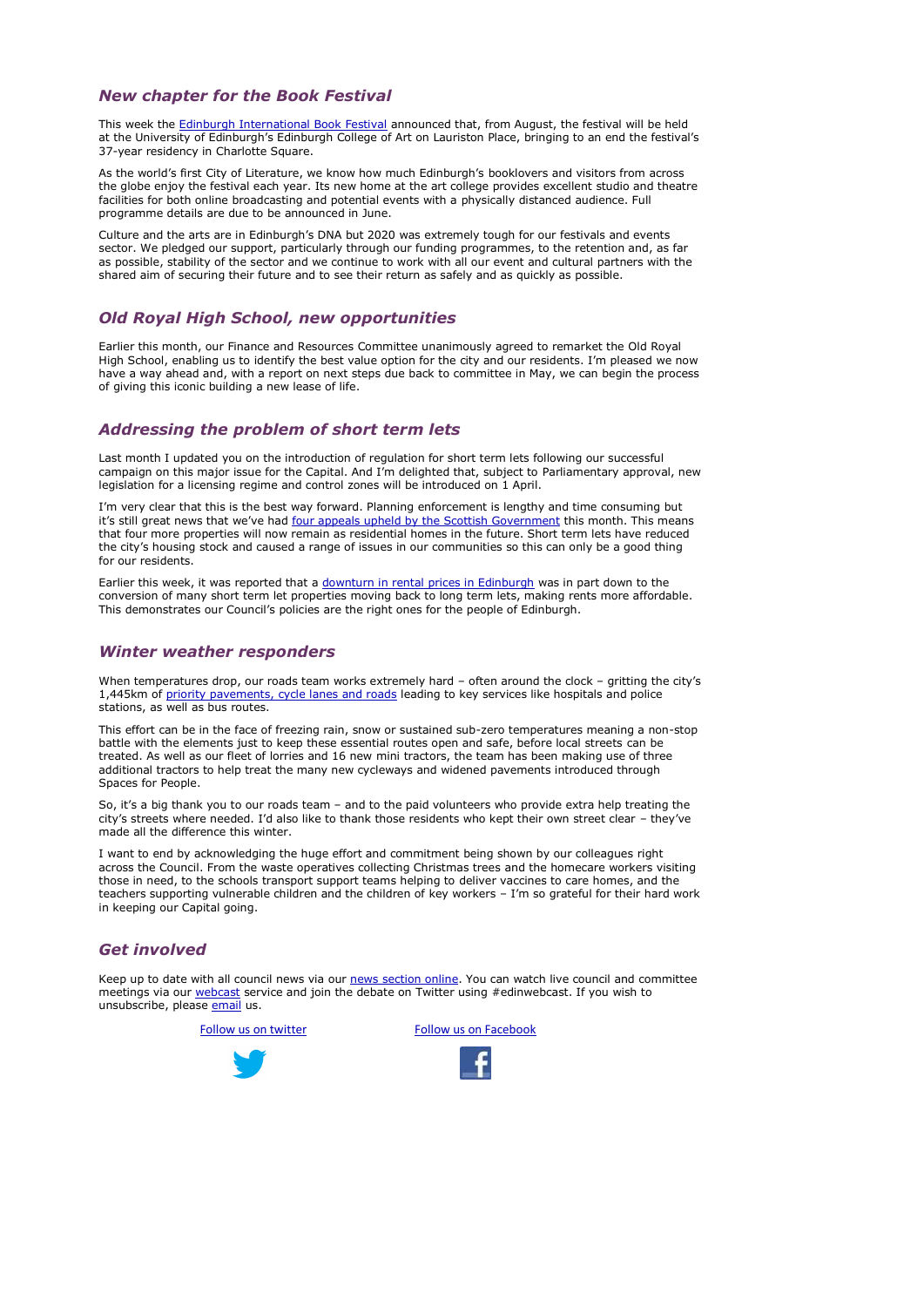## *New chapter for the Book Festival*

This week the Edinburgh International Book Festival announced that, from August, the festival will be held at the University of Edinburgh's Edinburgh College of Art on Lauriston Place, bringing to an end the festival's 37-year residency in Charlotte Square.

As the world's first City of Literature, we know how much Edinburgh's booklovers and visitors from across the globe enjoy the festival each year. Its new home at the art college provides excellent studio and theatre facilities for both online broadcasting and potential events with a physically distanced audience. Full programme details are due to be announced in June.

Culture and the arts are in Edinburgh's DNA but 2020 was extremely tough for our festivals and events sector. We pledged our support, particularly through our funding programmes, to the retention and, as far as possible, stability of the sector and we continue to work with all our event and cultural partners with the shared aim of securing their future and to see their return as safely and as quickly as possible.

## *Old Royal High School, new opportunities*

Earlier this month, our Finance and Resources Committee unanimously agreed to remarket the Old Royal High School, enabling us to identify the best value option for the city and our residents. I'm pleased we now have a way ahead and, with a report on next steps due back to committee in May, we can begin the process of giving this iconic building a new lease of life.

## *Addressing the problem of short term lets*

Last month I updated you on the introduction of regulation for short term lets following our successful campaign on this major issue for the Capital. And I'm delighted that, subject to Parliamentary approval, new legislation for a licensing regime and control zones will be introduced on 1 April.

I'm very clear that this is the best way forward. Planning enforcement is lengthy and time consuming but it's still great news that we've had four appeals upheld by the Scottish Government this month. This means that four more properties will now remain as residential homes in the future. Short term lets have reduced the city's housing stock and caused a range of issues in our communities so this can only be a good thing for our residents.

Earlier this week, it was reported that a downturn in rental prices in Edinburgh was in part down to the conversion of many short term let properties moving back to long term lets, making rents more affordable. This demonstrates our Council's policies are the right ones for the people of Edinburgh.

## *Winter weather responders*

When temperatures drop, our roads team works extremely hard – often around the clock – gritting the city's 1,445km of priority pavements, cycle lanes and roads leading to key services like hospitals and police stations, as well as bus routes.

This effort can be in the face of freezing rain, snow or sustained sub-zero temperatures meaning a non-stop battle with the elements just to keep these essential routes open and safe, before local streets can be treated. As well as our fleet of lorries and 16 new mini tractors, the team has been making use of three additional tractors to help treat the many new cycleways and widened pavements introduced through Spaces for People.

So, it's a big thank you to our roads team – and to the paid volunteers who provide extra help treating the city's streets where needed. I'd also like to thank those residents who kept their own street clear – they've made all the difference this winter.

I want to end by acknowledging the huge effort and commitment being shown by our colleagues right across the Council. From the waste operatives collecting Christmas trees and the homecare workers visiting those in need, to the schools transport support teams helping to deliver vaccines to care homes, and the teachers supporting vulnerable children and the children of key workers – I'm so grateful for their hard work in keeping our Capital going.

## *Get involved*

Keep up to date with all council news via our news section online. You can watch live council and committee meetings via our webcast service and join the debate on Twitter using #edinwebcast. If you wish to unsubscribe, please email us.

Follow us on twitter

Follow us on Facebook